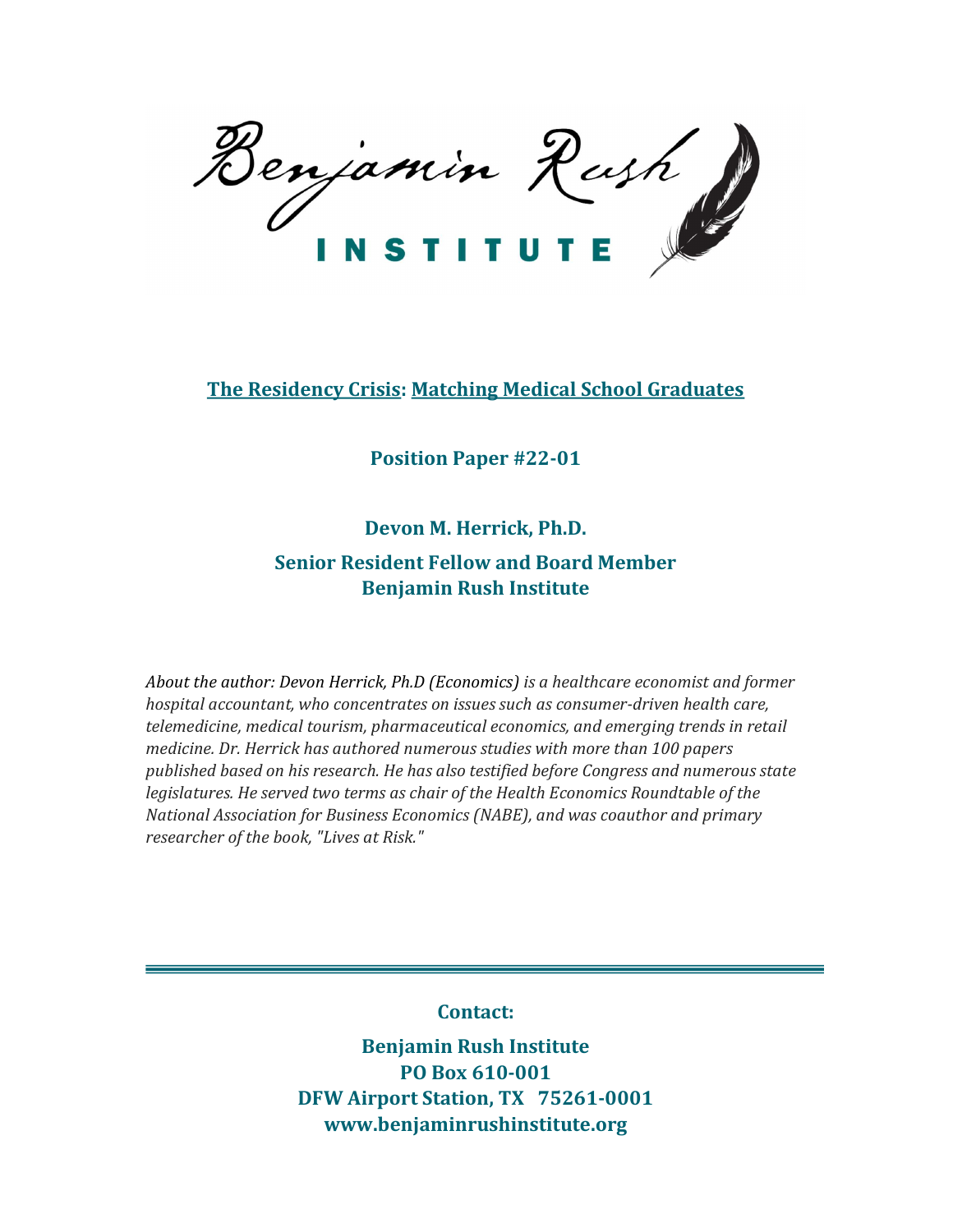Benjamin Rush

INSTITUTE

# The Residency Crisis: Matching Medical School Graduates

## Position Paper #22-01

**Devon M. Herrick, Ph.D.**

**Senior Resident Fellow and Board Member**
**Benjamin Rush Institute**

*About the author: Devon Herrick, Ph.D (Economics) is a healthcare economist and former hospital accountant, who concentrates on issues such as consumer-driven health care, telemedicine, medical tourism, pharmaceutical economics, and emerging trends in retail medicine. Dr. Herrick has authored numerous studies with more than 100 papers published based on his research. He has also testified before Congress and numerous state legislatures. He served two terms as chair of the Health Economics Roundtable of the National Association for Business Economics (NABE), and was coauthor and primary researcher of the book, "Lives at Risk."*

---

**Contact:**

**Benjamin Rush Institute**
**PO Box 610-001**
**DFW Airport Station, TX 75261-0001**
**www.benjaminrushinstitute.org**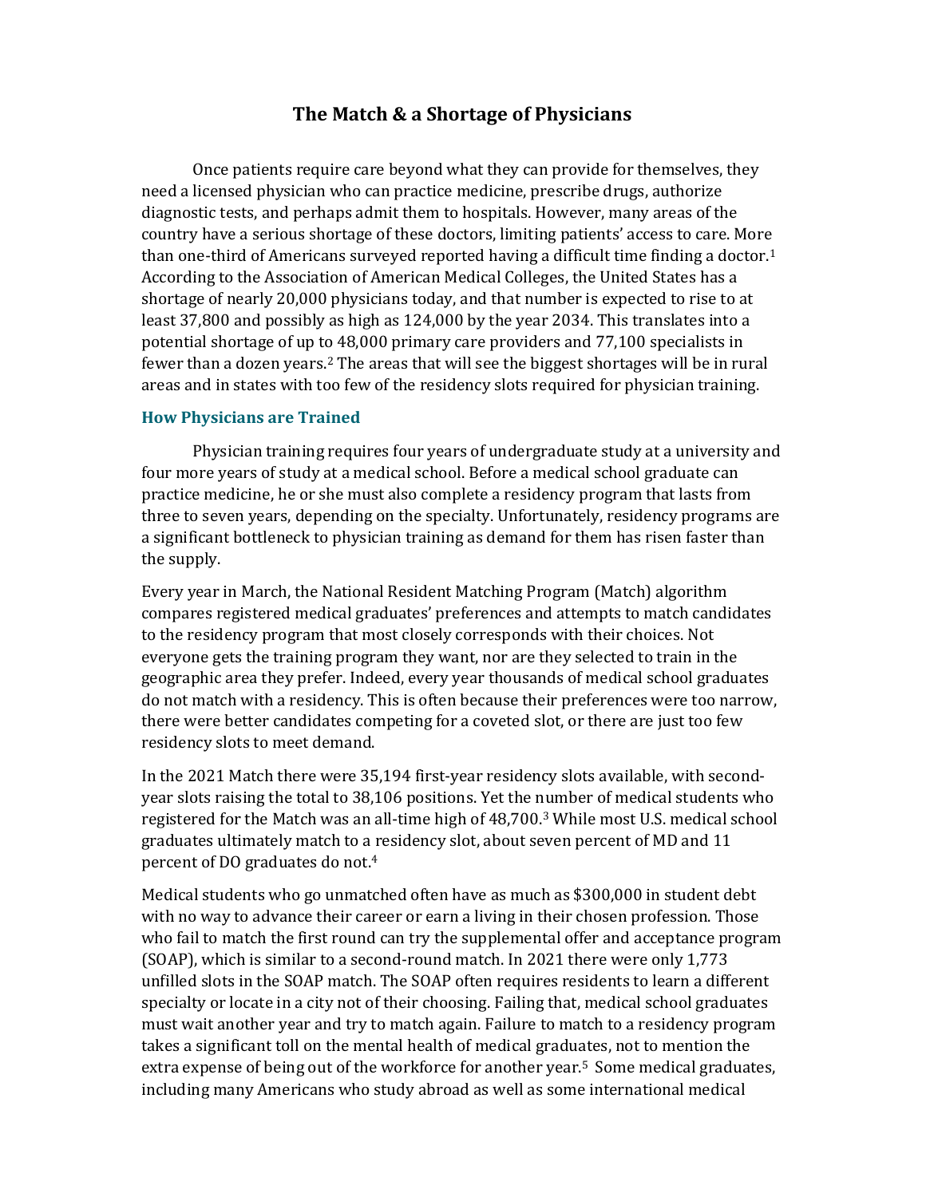# The Match & a Shortage of Physicians

Once patients require care beyond what they can provide for themselves, they need a licensed physician who can practice medicine, prescribe drugs, authorize diagnostic tests, and perhaps admit them to hospitals. However, many areas of the country have a serious shortage of these doctors, limiting patients' access to care. More than one-third of Americans surveyed reported having a difficult time finding a doctor.[1] According to the Association of American Medical Colleges, the United States has a shortage of nearly 20,000 physicians today, and that number is expected to rise to at least 37,800 and possibly as high as 124,000 by the year 2034. This translates into a potential shortage of up to 48,000 primary care providers and 77,100 specialists in fewer than a dozen years.[2] The areas that will see the biggest shortages will be in rural areas and in states with too few of the residency slots required for physician training.

### How Physicians are Trained

Physician training requires four years of undergraduate study at a university and four more years of study at a medical school. Before a medical school graduate can practice medicine, he or she must also complete a residency program that lasts from three to seven years, depending on the specialty. Unfortunately, residency programs are a significant bottleneck to physician training as demand for them has risen faster than the supply.

Every year in March, the National Resident Matching Program (Match) algorithm compares registered medical graduates' preferences and attempts to match candidates to the residency program that most closely corresponds with their choices. Not everyone gets the training program they want, nor are they selected to train in the geographic area they prefer. Indeed, every year thousands of medical school graduates do not match with a residency. This is often because their preferences were too narrow, there were better candidates competing for a coveted slot, or there are just too few residency slots to meet demand.

In the 2021 Match there were 35,194 first-year residency slots available, with second-year slots raising the total to 38,106 positions. Yet the number of medical students who registered for the Match was an all-time high of 48,700.[3] While most U.S. medical school graduates ultimately match to a residency slot, about seven percent of MD and 11 percent of DO graduates do not.[4]

Medical students who go unmatched often have as much as $300,000 in student debt with no way to advance their career or earn a living in their chosen profession. Those who fail to match the first round can try the supplemental offer and acceptance program (SOAP), which is similar to a second-round match. In 2021 there were only 1,773 unfilled slots in the SOAP match. The SOAP often requires residents to learn a different specialty or locate in a city not of their choosing. Failing that, medical school graduates must wait another year and try to match again. Failure to match to a residency program takes a significant toll on the mental health of medical graduates, not to mention the extra expense of being out of the workforce for another year.[5] Some medical graduates, including many Americans who study abroad as well as some international medical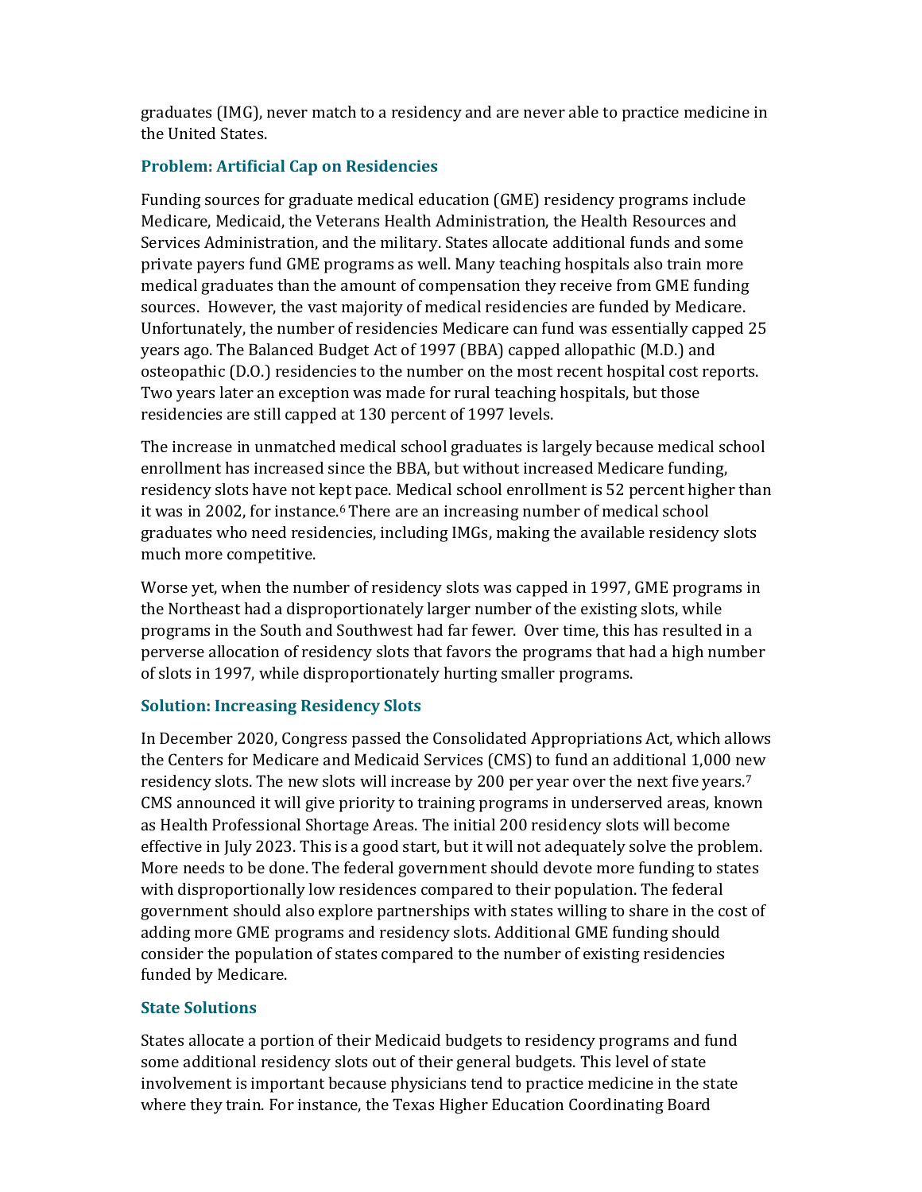graduates (IMG), never match to a residency and are never able to practice medicine in the United States.

### Problem: Artificial Cap on Residencies

Funding sources for graduate medical education (GME) residency programs include Medicare, Medicaid, the Veterans Health Administration, the Health Resources and Services Administration, and the military. States allocate additional funds and some private payers fund GME programs as well. Many teaching hospitals also train more medical graduates than the amount of compensation they receive from GME funding sources. However, the vast majority of medical residencies are funded by Medicare. Unfortunately, the number of residencies Medicare can fund was essentially capped 25 years ago. The Balanced Budget Act of 1997 (BBA) capped allopathic (M.D.) and osteopathic (D.O.) residencies to the number on the most recent hospital cost reports. Two years later an exception was made for rural teaching hospitals, but those residencies are still capped at 130 percent of 1997 levels.

The increase in unmatched medical school graduates is largely because medical school enrollment has increased since the BBA, but without increased Medicare funding, residency slots have not kept pace. Medical school enrollment is 52 percent higher than it was in 2002, for instance.[6] There are an increasing number of medical school graduates who need residencies, including IMGs, making the available residency slots much more competitive.

Worse yet, when the number of residency slots was capped in 1997, GME programs in the Northeast had a disproportionately larger number of the existing slots, while programs in the South and Southwest had far fewer. Over time, this has resulted in a perverse allocation of residency slots that favors the programs that had a high number of slots in 1997, while disproportionately hurting smaller programs.

### Solution: Increasing Residency Slots

In December 2020, Congress passed the Consolidated Appropriations Act, which allows the Centers for Medicare and Medicaid Services (CMS) to fund an additional 1,000 new residency slots. The new slots will increase by 200 per year over the next five years.[7] CMS announced it will give priority to training programs in underserved areas, known as Health Professional Shortage Areas. The initial 200 residency slots will become effective in July 2023. This is a good start, but it will not adequately solve the problem. More needs to be done. The federal government should devote more funding to states with disproportionally low residences compared to their population. The federal government should also explore partnerships with states willing to share in the cost of adding more GME programs and residency slots. Additional GME funding should consider the population of states compared to the number of existing residencies funded by Medicare.

### State Solutions

States allocate a portion of their Medicaid budgets to residency programs and fund some additional residency slots out of their general budgets. This level of state involvement is important because physicians tend to practice medicine in the state where they train. For instance, the Texas Higher Education Coordinating Board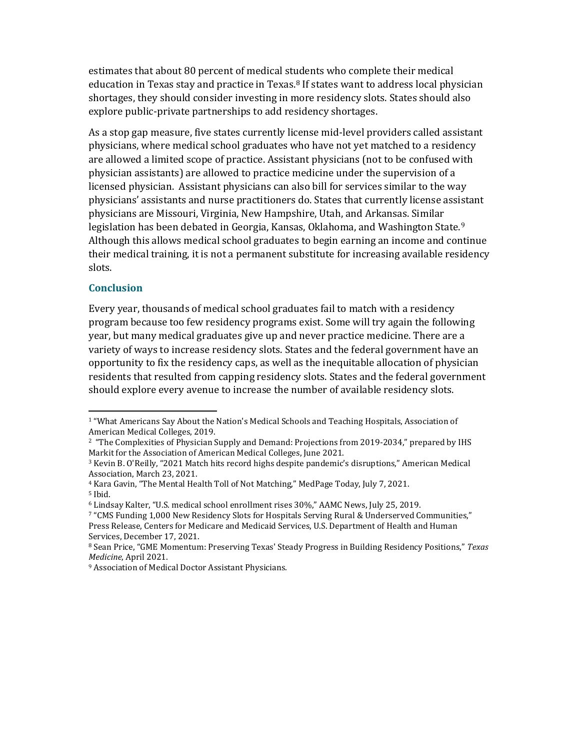estimates that about 80 percent of medical students who complete their medical education in Texas stay and practice in Texas.[8] If states want to address local physician shortages, they should consider investing in more residency slots. States should also explore public-private partnerships to add residency shortages.

As a stop gap measure, five states currently license mid-level providers called assistant physicians, where medical school graduates who have not yet matched to a residency are allowed a limited scope of practice. Assistant physicians (not to be confused with physician assistants) are allowed to practice medicine under the supervision of a licensed physician. Assistant physicians can also bill for services similar to the way physicians' assistants and nurse practitioners do. States that currently license assistant physicians are Missouri, Virginia, New Hampshire, Utah, and Arkansas. Similar legislation has been debated in Georgia, Kansas, Oklahoma, and Washington State.[9] Although this allows medical school graduates to begin earning an income and continue their medical training, it is not a permanent substitute for increasing available residency slots.

## Conclusion

Every year, thousands of medical school graduates fail to match with a residency program because too few residency programs exist. Some will try again the following year, but many medical graduates give up and never practice medicine. There are a variety of ways to increase residency slots. States and the federal government have an opportunity to fix the residency caps, as well as the inequitable allocation of physician residents that resulted from capping residency slots. States and the federal government should explore every avenue to increase the number of available residency slots.

---

[1] "What Americans Say About the Nation's Medical Schools and Teaching Hospitals, Association of American Medical Colleges, 2019.

[2] "The Complexities of Physician Supply and Demand: Projections from 2019-2034," prepared by IHS Markit for the Association of American Medical Colleges, June 2021.

[3] Kevin B. O'Reilly, "2021 Match hits record highs despite pandemic's disruptions," American Medical Association, March 23, 2021.

[4] Kara Gavin, "The Mental Health Toll of Not Matching," MedPage Today, July 7, 2021.

[5] Ibid.

[6] Lindsay Kalter, "U.S. medical school enrollment rises 30%," AAMC News, July 25, 2019.

[7] "CMS Funding 1,000 New Residency Slots for Hospitals Serving Rural & Underserved Communities," Press Release, Centers for Medicare and Medicaid Services, U.S. Department of Health and Human Services, December 17, 2021.

[8] Sean Price, "GME Momentum: Preserving Texas' Steady Progress in Building Residency Positions," *Texas Medicine*, April 2021.

[9] Association of Medical Doctor Assistant Physicians.